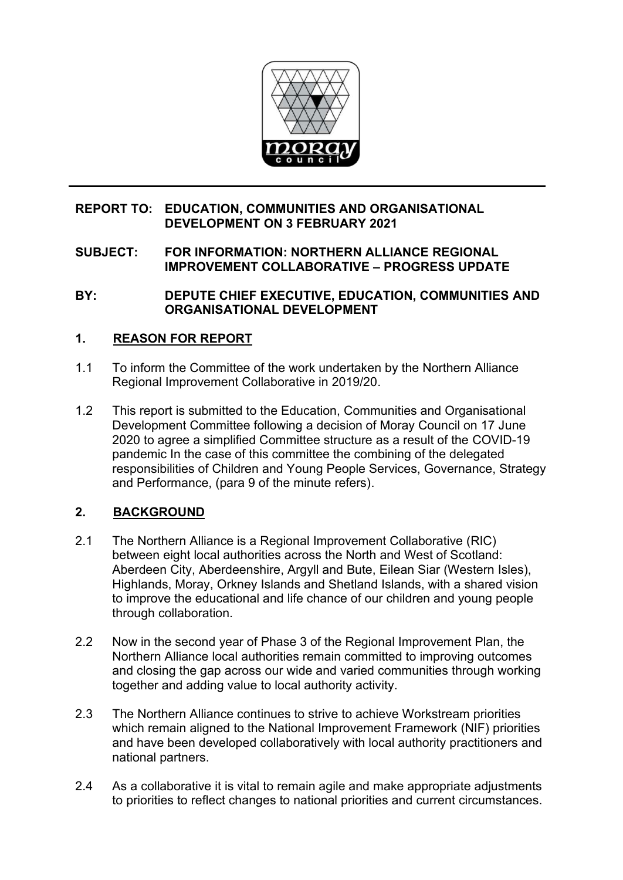**REPORT TO: EDUCATION, COMMUNITIES AND ORGANISATIONAL DEVELOPMENT ON 3 FEBRUARY 2021**

**SUBJECT: FOR INFORMATION: NORTHERN ALLIANCE REGIONAL IMPROVEMENT COLLABORATIVE – PROGRESS UPDATE**

**BY: DEPUTE CHIEF EXECUTIVE, EDUCATION, COMMUNITIES AND ORGANISATIONAL DEVELOPMENT**

## 1. REASON FOR REPORT

1.1 To inform the Committee of the work undertaken by the Northern Alliance Regional Improvement Collaborative in 2019/20.

1.2 This report is submitted to the Education, Communities and Organisational Development Committee following a decision of Moray Council on 17 June 2020 to agree a simplified Committee structure as a result of the COVID-19 pandemic In the case of this committee the combining of the delegated responsibilities of Children and Young People Services, Governance, Strategy and Performance, (para 9 of the minute refers).

## 2. BACKGROUND

2.1 The Northern Alliance is a Regional Improvement Collaborative (RIC) between eight local authorities across the North and West of Scotland: Aberdeen City, Aberdeenshire, Argyll and Bute, Eilean Siar (Western Isles), Highlands, Moray, Orkney Islands and Shetland Islands, with a shared vision to improve the educational and life chance of our children and young people through collaboration.

2.2 Now in the second year of Phase 3 of the Regional Improvement Plan, the Northern Alliance local authorities remain committed to improving outcomes and closing the gap across our wide and varied communities through working together and adding value to local authority activity.

2.3 The Northern Alliance continues to strive to achieve Workstream priorities which remain aligned to the National Improvement Framework (NIF) priorities and have been developed collaboratively with local authority practitioners and national partners.

2.4 As a collaborative it is vital to remain agile and make appropriate adjustments to priorities to reflect changes to national priorities and current circumstances.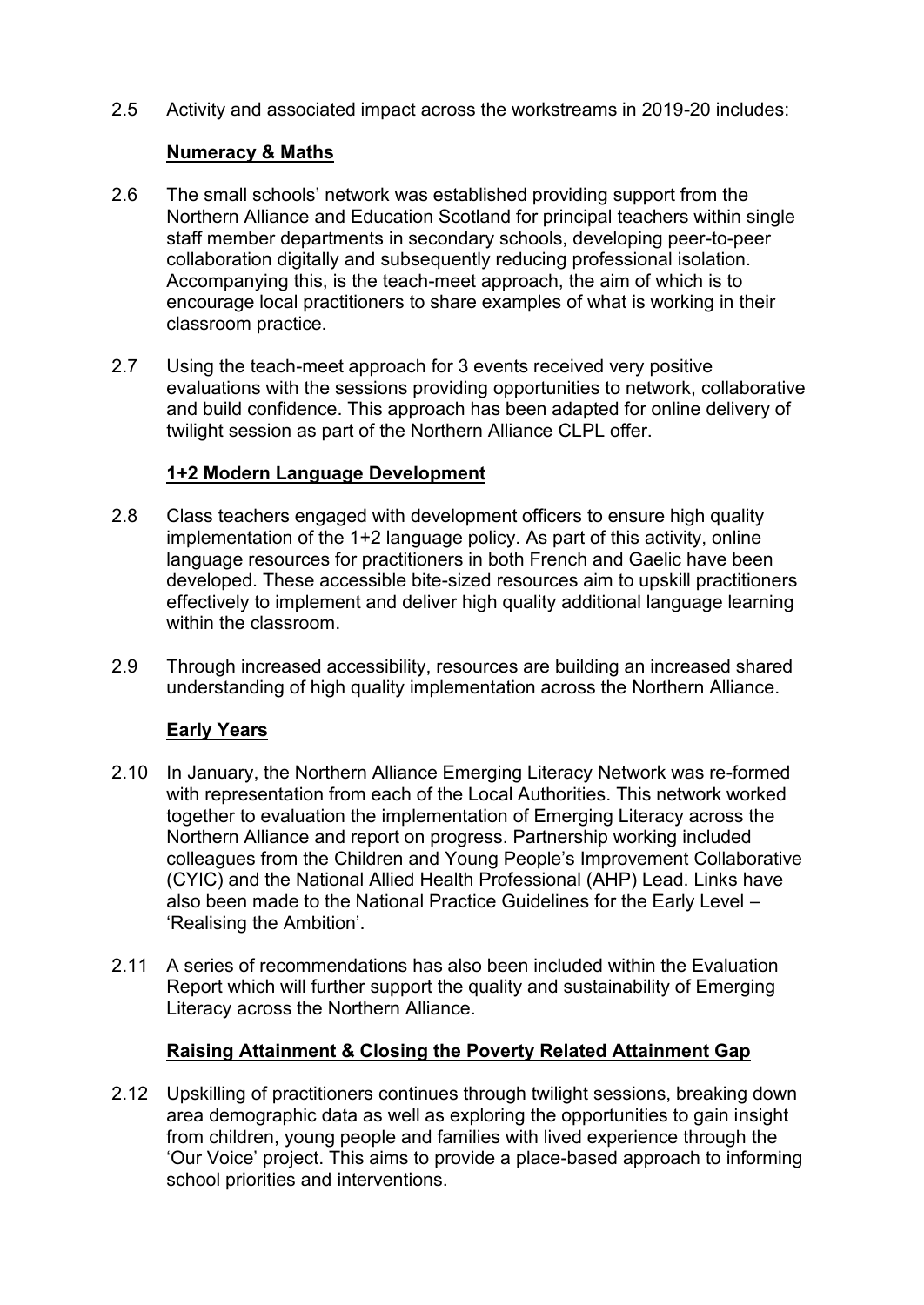2.5 Activity and associated impact across the workstreams in 2019-20 includes:

**Numeracy & Maths**

2.6 The small schools' network was established providing support from the Northern Alliance and Education Scotland for principal teachers within single staff member departments in secondary schools, developing peer-to-peer collaboration digitally and subsequently reducing professional isolation. Accompanying this, is the teach-meet approach, the aim of which is to encourage local practitioners to share examples of what is working in their classroom practice.

2.7 Using the teach-meet approach for 3 events received very positive evaluations with the sessions providing opportunities to network, collaborative and build confidence. This approach has been adapted for online delivery of twilight session as part of the Northern Alliance CLPL offer.

**1+2 Modern Language Development**

2.8 Class teachers engaged with development officers to ensure high quality implementation of the 1+2 language policy. As part of this activity, online language resources for practitioners in both French and Gaelic have been developed. These accessible bite-sized resources aim to upskill practitioners effectively to implement and deliver high quality additional language learning within the classroom.

2.9 Through increased accessibility, resources are building an increased shared understanding of high quality implementation across the Northern Alliance.

**Early Years**

2.10 In January, the Northern Alliance Emerging Literacy Network was re-formed with representation from each of the Local Authorities. This network worked together to evaluation the implementation of Emerging Literacy across the Northern Alliance and report on progress. Partnership working included colleagues from the Children and Young People's Improvement Collaborative (CYIC) and the National Allied Health Professional (AHP) Lead. Links have also been made to the National Practice Guidelines for the Early Level – 'Realising the Ambition'.

2.11 A series of recommendations has also been included within the Evaluation Report which will further support the quality and sustainability of Emerging Literacy across the Northern Alliance.

**Raising Attainment & Closing the Poverty Related Attainment Gap**

2.12 Upskilling of practitioners continues through twilight sessions, breaking down area demographic data as well as exploring the opportunities to gain insight from children, young people and families with lived experience through the 'Our Voice' project. This aims to provide a place-based approach to informing school priorities and interventions.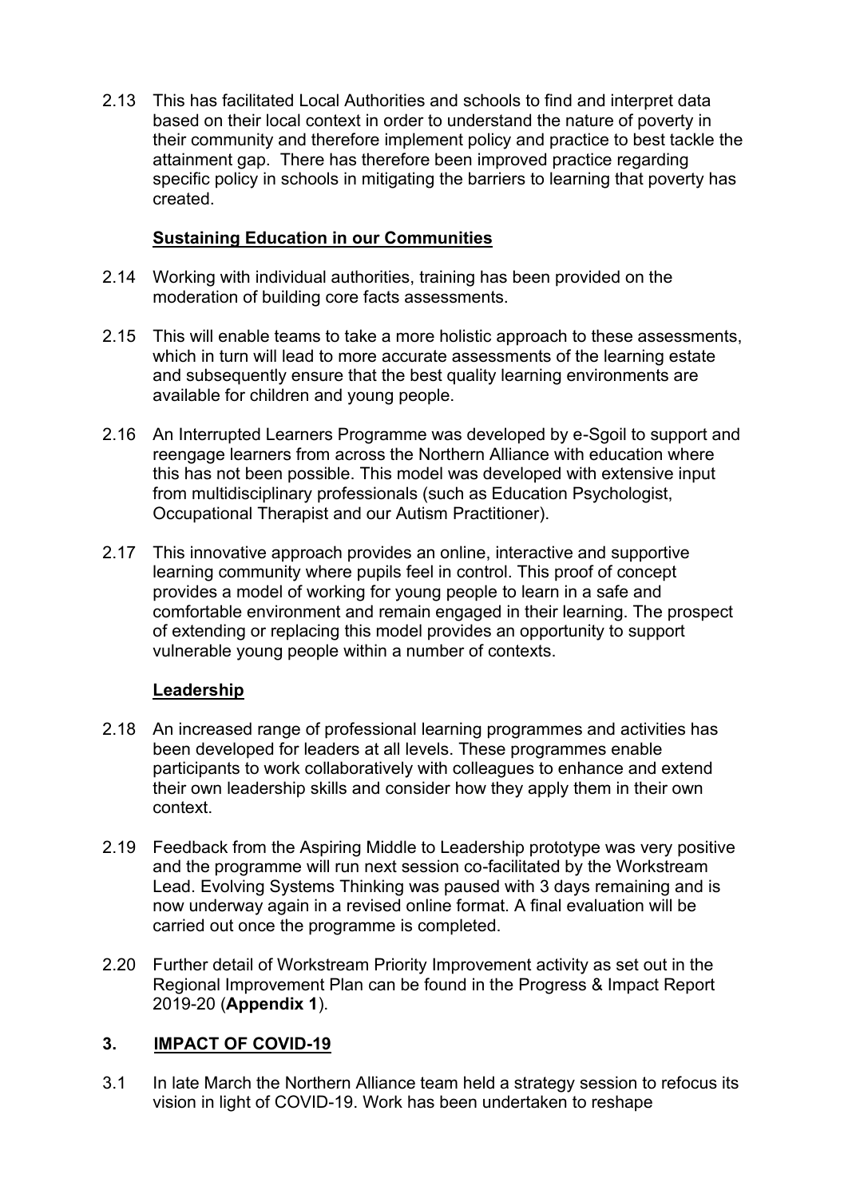2.13 This has facilitated Local Authorities and schools to find and interpret data based on their local context in order to understand the nature of poverty in their community and therefore implement policy and practice to best tackle the attainment gap. There has therefore been improved practice regarding specific policy in schools in mitigating the barriers to learning that poverty has created.

**Sustaining Education in our Communities**

2.14 Working with individual authorities, training has been provided on the moderation of building core facts assessments.

2.15 This will enable teams to take a more holistic approach to these assessments, which in turn will lead to more accurate assessments of the learning estate and subsequently ensure that the best quality learning environments are available for children and young people.

2.16 An Interrupted Learners Programme was developed by e-Sgoil to support and reengage learners from across the Northern Alliance with education where this has not been possible. This model was developed with extensive input from multidisciplinary professionals (such as Education Psychologist, Occupational Therapist and our Autism Practitioner).

2.17 This innovative approach provides an online, interactive and supportive learning community where pupils feel in control. This proof of concept provides a model of working for young people to learn in a safe and comfortable environment and remain engaged in their learning. The prospect of extending or replacing this model provides an opportunity to support vulnerable young people within a number of contexts.

**Leadership**

2.18 An increased range of professional learning programmes and activities has been developed for leaders at all levels. These programmes enable participants to work collaboratively with colleagues to enhance and extend their own leadership skills and consider how they apply them in their own context.

2.19 Feedback from the Aspiring Middle to Leadership prototype was very positive and the programme will run next session co-facilitated by the Workstream Lead. Evolving Systems Thinking was paused with 3 days remaining and is now underway again in a revised online format. A final evaluation will be carried out once the programme is completed.

2.20 Further detail of Workstream Priority Improvement activity as set out in the Regional Improvement Plan can be found in the Progress & Impact Report 2019-20 (**Appendix 1**).

## 3. IMPACT OF COVID-19

3.1 In late March the Northern Alliance team held a strategy session to refocus its vision in light of COVID-19. Work has been undertaken to reshape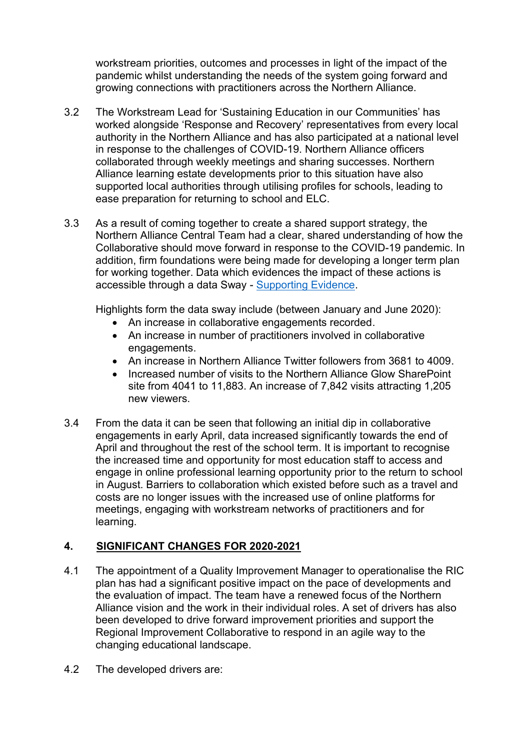workstream priorities, outcomes and processes in light of the impact of the pandemic whilst understanding the needs of the system going forward and growing connections with practitioners across the Northern Alliance.

3.2 The Workstream Lead for 'Sustaining Education in our Communities' has worked alongside 'Response and Recovery' representatives from every local authority in the Northern Alliance and has also participated at a national level in response to the challenges of COVID-19. Northern Alliance officers collaborated through weekly meetings and sharing successes. Northern Alliance learning estate developments prior to this situation have also supported local authorities through utilising profiles for schools, leading to ease preparation for returning to school and ELC.

3.3 As a result of coming together to create a shared support strategy, the Northern Alliance Central Team had a clear, shared understanding of how the Collaborative should move forward in response to the COVID-19 pandemic. In addition, firm foundations were being made for developing a longer term plan for working together. Data which evidences the impact of these actions is accessible through a data Sway - [Supporting Evidence](Supporting Evidence).

Highlights form the data sway include (between January and June 2020):

- An increase in collaborative engagements recorded.
- An increase in number of practitioners involved in collaborative engagements.
- An increase in Northern Alliance Twitter followers from 3681 to 4009.
- Increased number of visits to the Northern Alliance Glow SharePoint site from 4041 to 11,883. An increase of 7,842 visits attracting 1,205 new viewers.

3.4 From the data it can be seen that following an initial dip in collaborative engagements in early April, data increased significantly towards the end of April and throughout the rest of the school term. It is important to recognise the increased time and opportunity for most education staff to access and engage in online professional learning opportunity prior to the return to school in August. Barriers to collaboration which existed before such as a travel and costs are no longer issues with the increased use of online platforms for meetings, engaging with workstream networks of practitioners and for learning.

## 4. SIGNIFICANT CHANGES FOR 2020-2021

4.1 The appointment of a Quality Improvement Manager to operationalise the RIC plan has had a significant positive impact on the pace of developments and the evaluation of impact. The team have a renewed focus of the Northern Alliance vision and the work in their individual roles. A set of drivers has also been developed to drive forward improvement priorities and support the Regional Improvement Collaborative to respond in an agile way to the changing educational landscape.

4.2 The developed drivers are: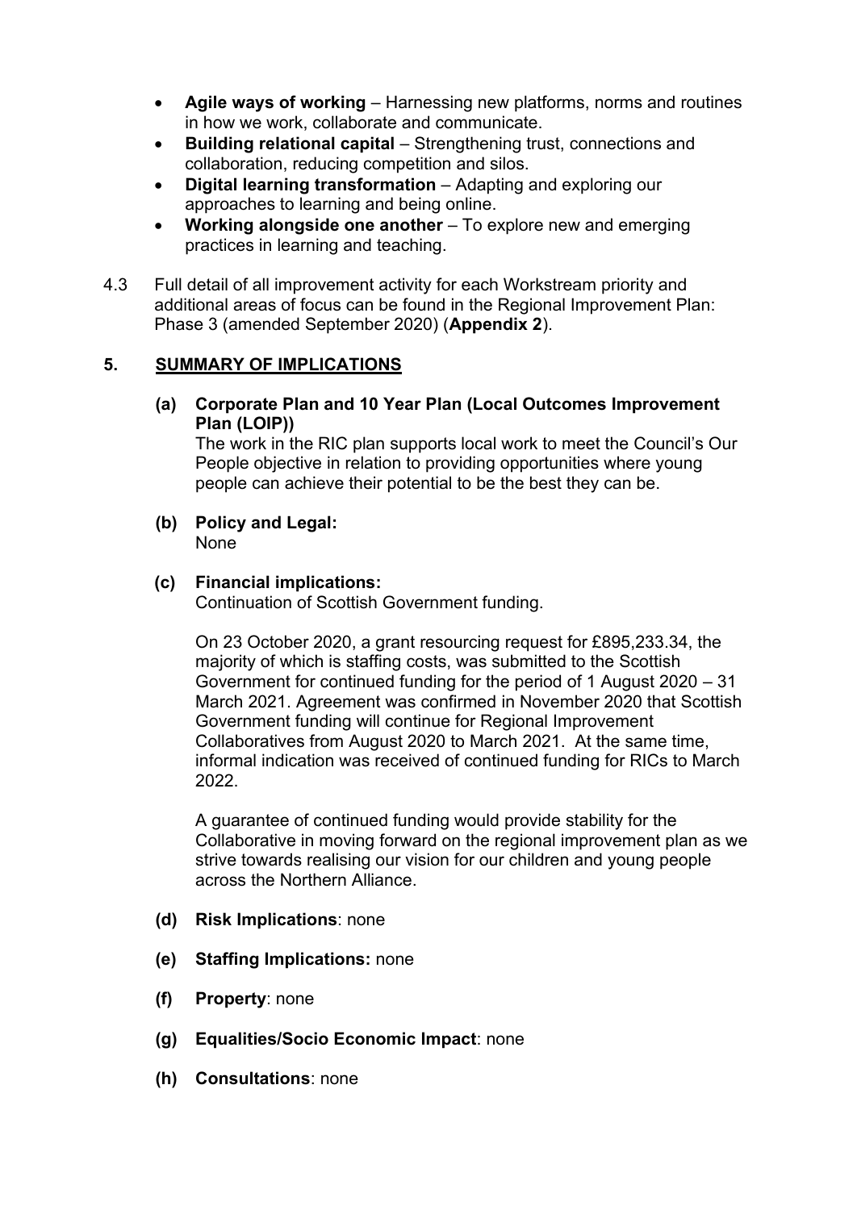- **Agile ways of working** – Harnessing new platforms, norms and routines in how we work, collaborate and communicate.
- **Building relational capital** – Strengthening trust, connections and collaboration, reducing competition and silos.
- **Digital learning transformation** – Adapting and exploring our approaches to learning and being online.
- **Working alongside one another** – To explore new and emerging practices in learning and teaching.

4.3 Full detail of all improvement activity for each Workstream priority and additional areas of focus can be found in the Regional Improvement Plan: Phase 3 (amended September 2020) (**Appendix 2**).

## 5. SUMMARY OF IMPLICATIONS

**(a) Corporate Plan and 10 Year Plan (Local Outcomes Improvement Plan (LOIP))**

The work in the RIC plan supports local work to meet the Council's Our People objective in relation to providing opportunities where young people can achieve their potential to be the best they can be.

**(b) Policy and Legal:**

None

**(c) Financial implications:**

Continuation of Scottish Government funding.

On 23 October 2020, a grant resourcing request for £895,233.34, the majority of which is staffing costs, was submitted to the Scottish Government for continued funding for the period of 1 August 2020 – 31 March 2021. Agreement was confirmed in November 2020 that Scottish Government funding will continue for Regional Improvement Collaboratives from August 2020 to March 2021. At the same time, informal indication was received of continued funding for RICs to March 2022.

A guarantee of continued funding would provide stability for the Collaborative in moving forward on the regional improvement plan as we strive towards realising our vision for our children and young people across the Northern Alliance.

**(d) Risk Implications**: none

**(e) Staffing Implications:** none

**(f) Property**: none

**(g) Equalities/Socio Economic Impact**: none

**(h) Consultations**: none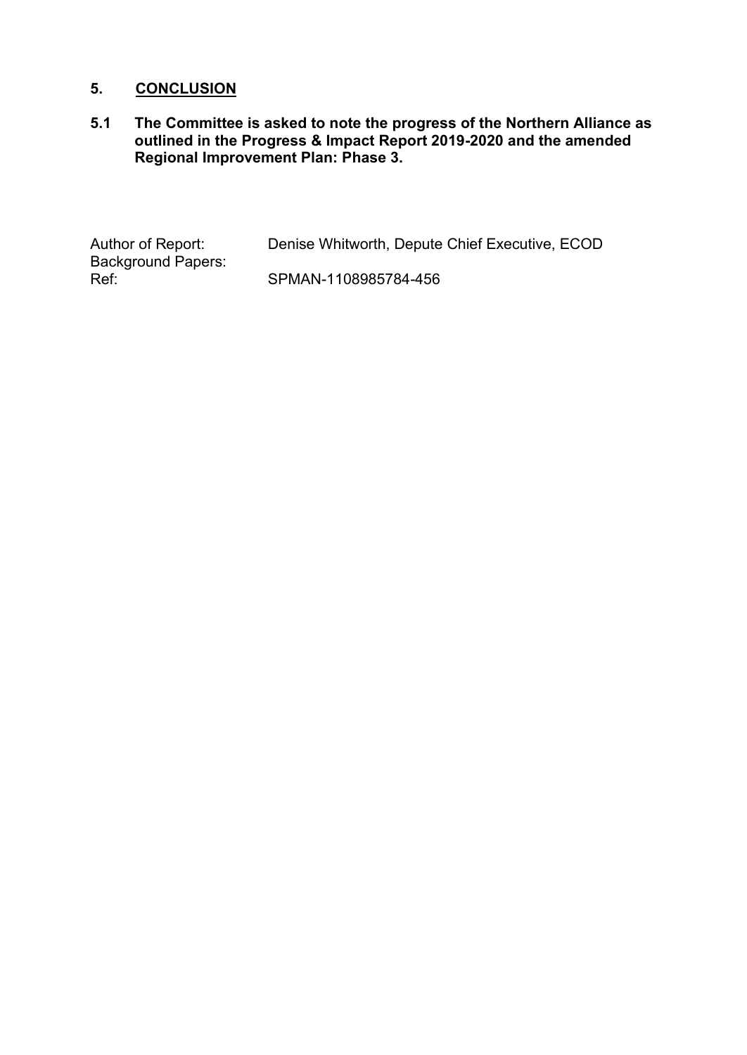## 5. <u>CONCLUSION</u>

**5.1 The Committee is asked to note the progress of the Northern Alliance as outlined in the Progress & Impact Report 2019-2020 and the amended Regional Improvement Plan: Phase 3.**

| | |
|---|---|
| Author of Report: | Denise Whitworth, Depute Chief Executive, ECOD |
| Background Papers: | |
| Ref: | SPMAN-1108985784-456 |